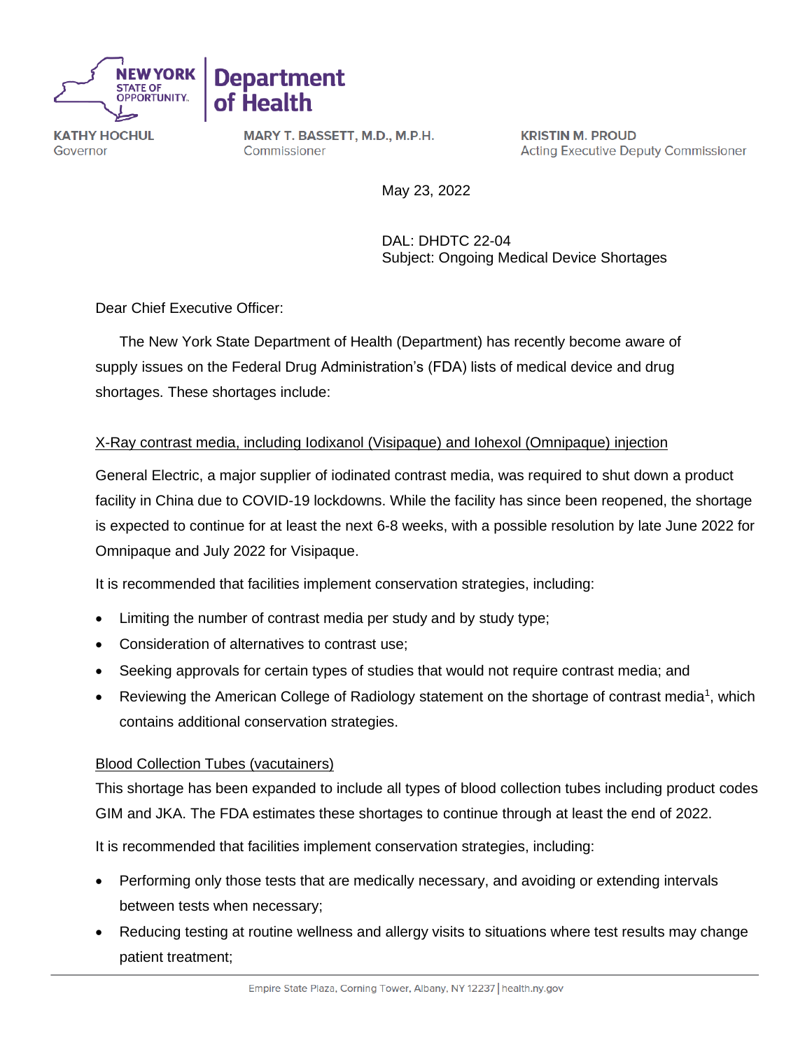**NEW YORK STATE OF OPPORTUNITY.** | **Department of Health**

**KATHY HOCHUL**
Governor

**MARY T. BASSETT, M.D., M.P.H.**
Commissioner

**KRISTIN M. PROUD**
Acting Executive Deputy Commissioner

May 23, 2022

DAL: DHDTC 22-04
Subject: Ongoing Medical Device Shortages

Dear Chief Executive Officer:

The New York State Department of Health (Department) has recently become aware of supply issues on the Federal Drug Administration's (FDA) lists of medical device and drug shortages. These shortages include:

<u>X-Ray contrast media, including Iodixanol (Visipaque) and Iohexol (Omnipaque) injection</u>

General Electric, a major supplier of iodinated contrast media, was required to shut down a product facility in China due to COVID-19 lockdowns. While the facility has since been reopened, the shortage is expected to continue for at least the next 6-8 weeks, with a possible resolution by late June 2022 for Omnipaque and July 2022 for Visipaque.

It is recommended that facilities implement conservation strategies, including:

- Limiting the number of contrast media per study and by study type;
- Consideration of alternatives to contrast use;
- Seeking approvals for certain types of studies that would not require contrast media; and
- Reviewing the American College of Radiology statement on the shortage of contrast media[1], which contains additional conservation strategies.

<u>Blood Collection Tubes (vacutainers)</u>

This shortage has been expanded to include all types of blood collection tubes including product codes GIM and JKA. The FDA estimates these shortages to continue through at least the end of 2022.

It is recommended that facilities implement conservation strategies, including:

- Performing only those tests that are medically necessary, and avoiding or extending intervals between tests when necessary;
- Reducing testing at routine wellness and allergy visits to situations where test results may change patient treatment;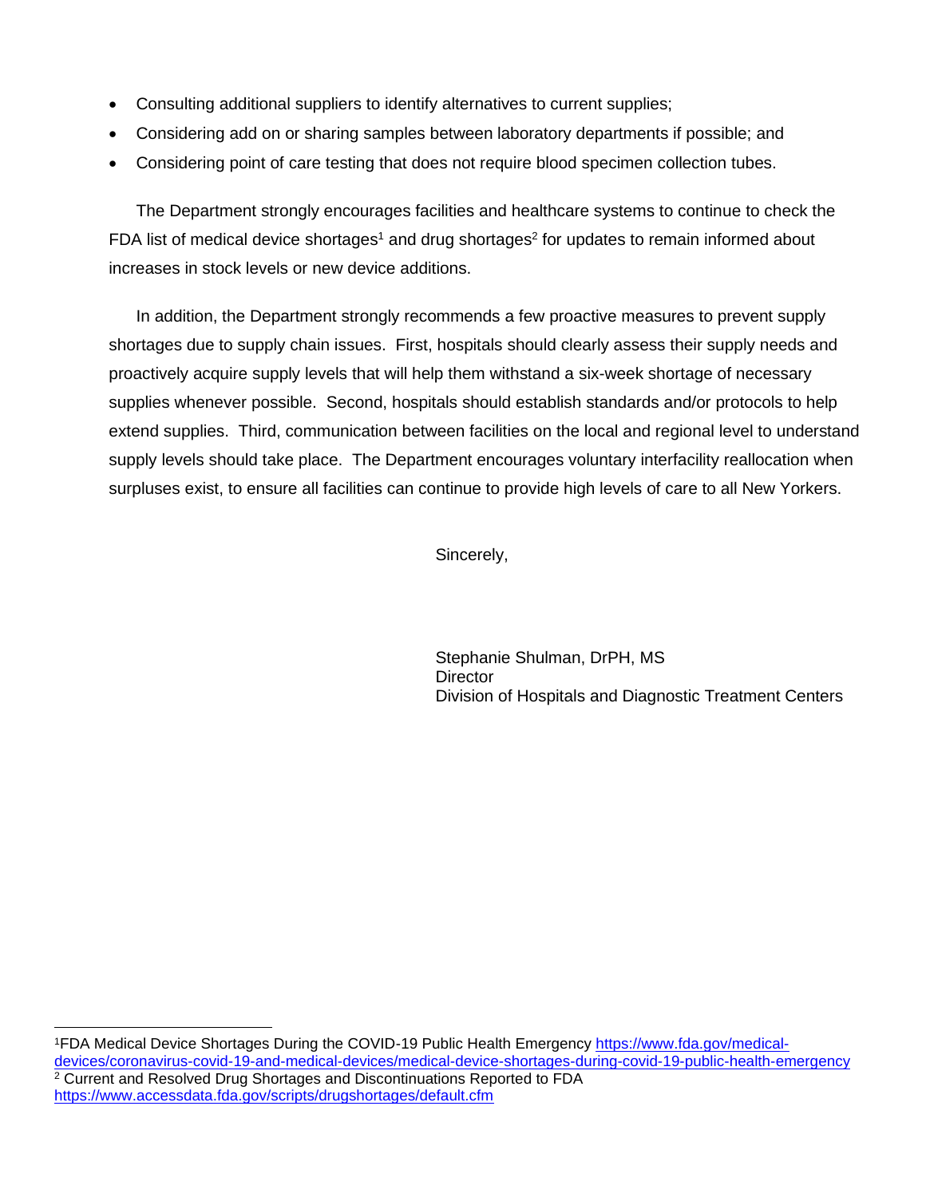- Consulting additional suppliers to identify alternatives to current supplies;
- Considering add on or sharing samples between laboratory departments if possible; and
- Considering point of care testing that does not require blood specimen collection tubes.

The Department strongly encourages facilities and healthcare systems to continue to check the FDA list of medical device shortages[1] and drug shortages[2] for updates to remain informed about increases in stock levels or new device additions.

In addition, the Department strongly recommends a few proactive measures to prevent supply shortages due to supply chain issues. First, hospitals should clearly assess their supply needs and proactively acquire supply levels that will help them withstand a six-week shortage of necessary supplies whenever possible. Second, hospitals should establish standards and/or protocols to help extend supplies. Third, communication between facilities on the local and regional level to understand supply levels should take place. The Department encourages voluntary interfacility reallocation when surpluses exist, to ensure all facilities can continue to provide high levels of care to all New Yorkers.

Sincerely,

Stephanie Shulman, DrPH, MS
Director
Division of Hospitals and Diagnostic Treatment Centers

---

[1] FDA Medical Device Shortages During the COVID-19 Public Health Emergency https://www.fda.gov/medical-devices/coronavirus-covid-19-and-medical-devices/medical-device-shortages-during-covid-19-public-health-emergency

[2] Current and Resolved Drug Shortages and Discontinuations Reported to FDA https://www.accessdata.fda.gov/scripts/drugshortages/default.cfm